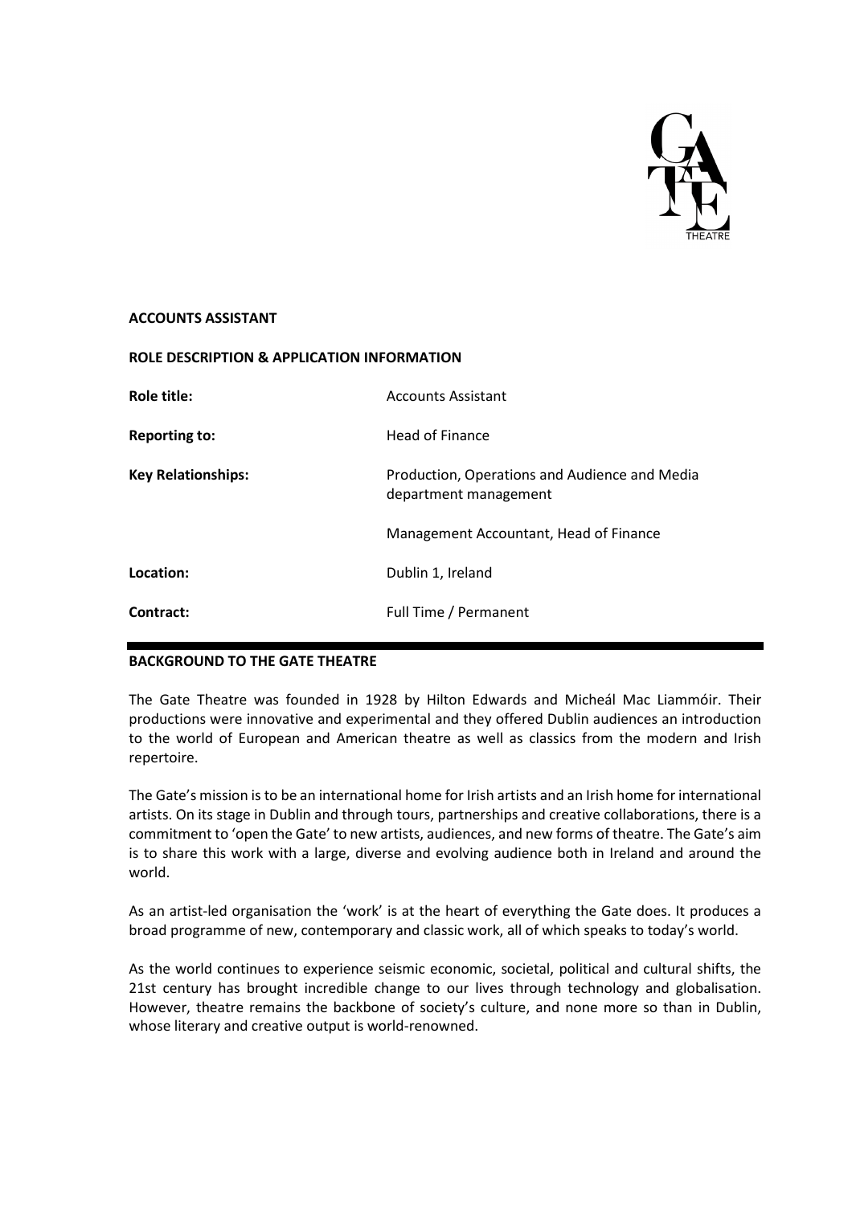**ACCOUNTS ASSISTANT**

**ROLE DESCRIPTION & APPLICATION INFORMATION**

| | |
|---|---|
| **Role title:** | Accounts Assistant |
| **Reporting to:** | Head of Finance |
| **Key Relationships:** | Production, Operations and Audience and Media department management |
| | Management Accountant, Head of Finance |
| **Location:** | Dublin 1, Ireland |
| **Contract:** | Full Time / Permanent |

## BACKGROUND TO THE GATE THEATRE

The Gate Theatre was founded in 1928 by Hilton Edwards and Micheál Mac Liammóir. Their productions were innovative and experimental and they offered Dublin audiences an introduction to the world of European and American theatre as well as classics from the modern and Irish repertoire.

The Gate's mission is to be an international home for Irish artists and an Irish home for international artists. On its stage in Dublin and through tours, partnerships and creative collaborations, there is a commitment to 'open the Gate' to new artists, audiences, and new forms of theatre. The Gate's aim is to share this work with a large, diverse and evolving audience both in Ireland and around the world.

As an artist-led organisation the 'work' is at the heart of everything the Gate does. It produces a broad programme of new, contemporary and classic work, all of which speaks to today's world.

As the world continues to experience seismic economic, societal, political and cultural shifts, the 21st century has brought incredible change to our lives through technology and globalisation. However, theatre remains the backbone of society's culture, and none more so than in Dublin, whose literary and creative output is world-renowned.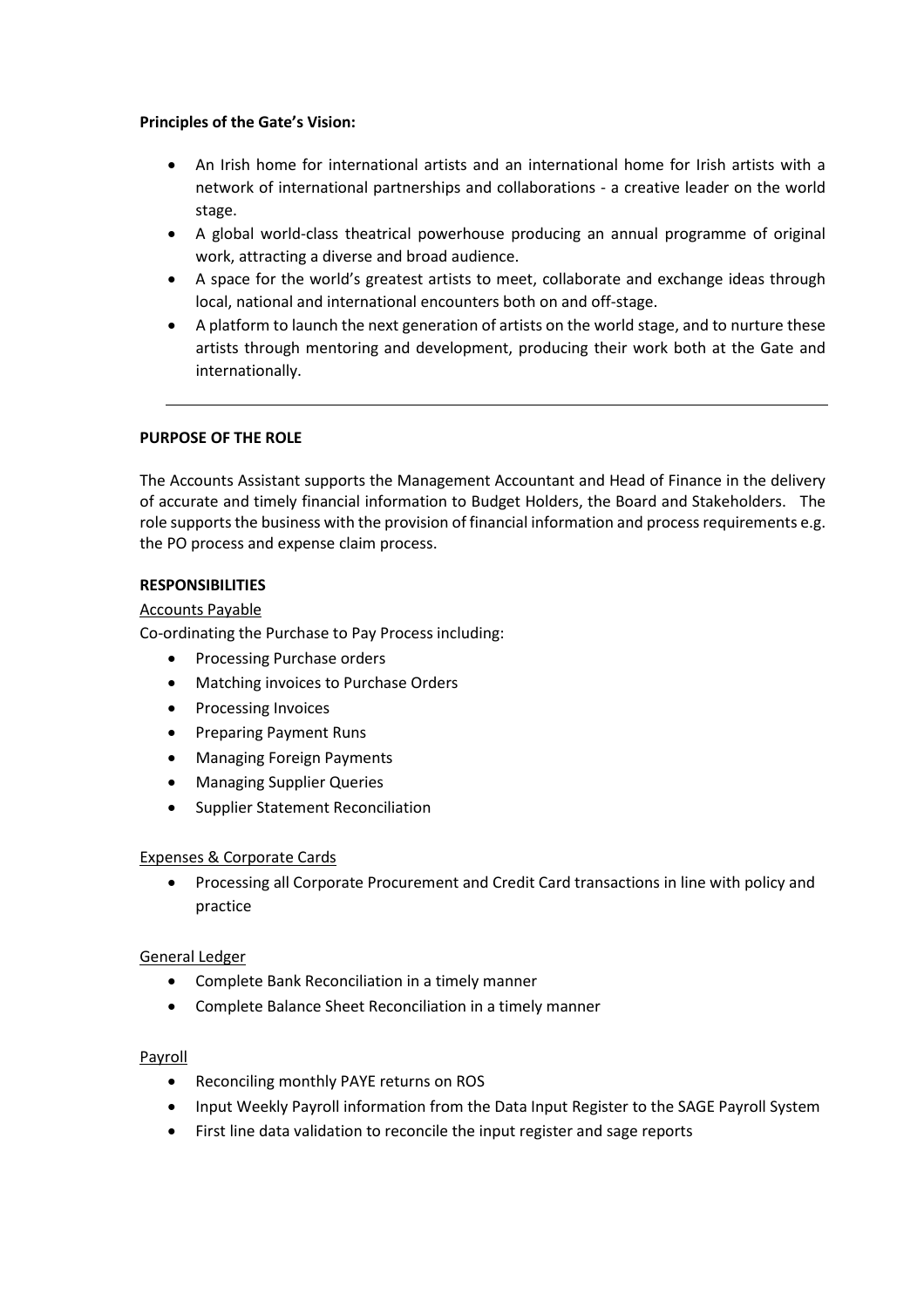**Principles of the Gate's Vision:**

- An Irish home for international artists and an international home for Irish artists with a network of international partnerships and collaborations - a creative leader on the world stage.
- A global world-class theatrical powerhouse producing an annual programme of original work, attracting a diverse and broad audience.
- A space for the world's greatest artists to meet, collaborate and exchange ideas through local, national and international encounters both on and off-stage.
- A platform to launch the next generation of artists on the world stage, and to nurture these artists through mentoring and development, producing their work both at the Gate and internationally.

---

**PURPOSE OF THE ROLE**

The Accounts Assistant supports the Management Accountant and Head of Finance in the delivery of accurate and timely financial information to Budget Holders, the Board and Stakeholders. The role supports the business with the provision of financial information and process requirements e.g. the PO process and expense claim process.

**RESPONSIBILITIES**

Accounts Payable

Co-ordinating the Purchase to Pay Process including:

- Processing Purchase orders
- Matching invoices to Purchase Orders
- Processing Invoices
- Preparing Payment Runs
- Managing Foreign Payments
- Managing Supplier Queries
- Supplier Statement Reconciliation

Expenses & Corporate Cards

- Processing all Corporate Procurement and Credit Card transactions in line with policy and practice

General Ledger

- Complete Bank Reconciliation in a timely manner
- Complete Balance Sheet Reconciliation in a timely manner

Payroll

- Reconciling monthly PAYE returns on ROS
- Input Weekly Payroll information from the Data Input Register to the SAGE Payroll System
- First line data validation to reconcile the input register and sage reports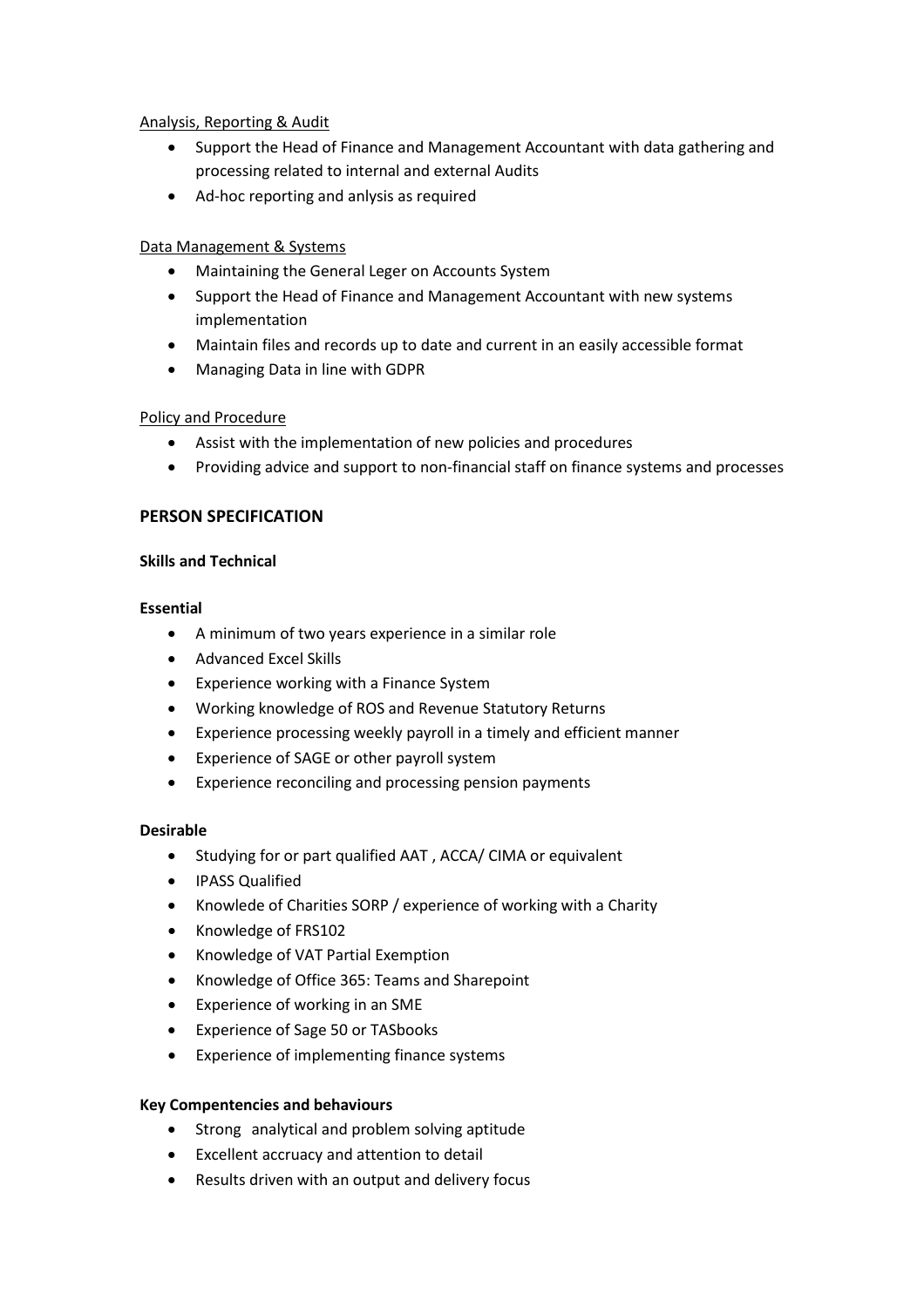Analysis, Reporting & Audit

- Support the Head of Finance and Management Accountant with data gathering and processing related to internal and external Audits
- Ad-hoc reporting and anlysis as required

Data Management & Systems

- Maintaining the General Leger on Accounts System
- Support the Head of Finance and Management Accountant with new systems implementation
- Maintain files and records up to date and current in an easily accessible format
- Managing Data in line with GDPR

Policy and Procedure

- Assist with the implementation of new policies and procedures
- Providing advice and support to non-financial staff on finance systems and processes

## PERSON SPECIFICATION

**Skills and Technical**

**Essential**

- A minimum of two years experience in a similar role
- Advanced Excel Skills
- Experience working with a Finance System
- Working knowledge of ROS and Revenue Statutory Returns
- Experience processing weekly payroll in a timely and efficient manner
- Experience of SAGE or other payroll system
- Experience reconciling and processing pension payments

**Desirable**

- Studying for or part qualified AAT , ACCA/ CIMA or equivalent
- IPASS Qualified
- Knowlede of Charities SORP / experience of working with a Charity
- Knowledge of FRS102
- Knowledge of VAT Partial Exemption
- Knowledge of Office 365: Teams and Sharepoint
- Experience of working in an SME
- Experience of Sage 50 or TASbooks
- Experience of implementing finance systems

**Key Compentencies and behaviours**

- Strong analytical and problem solving aptitude
- Excellent accruacy and attention to detail
- Results driven with an output and delivery focus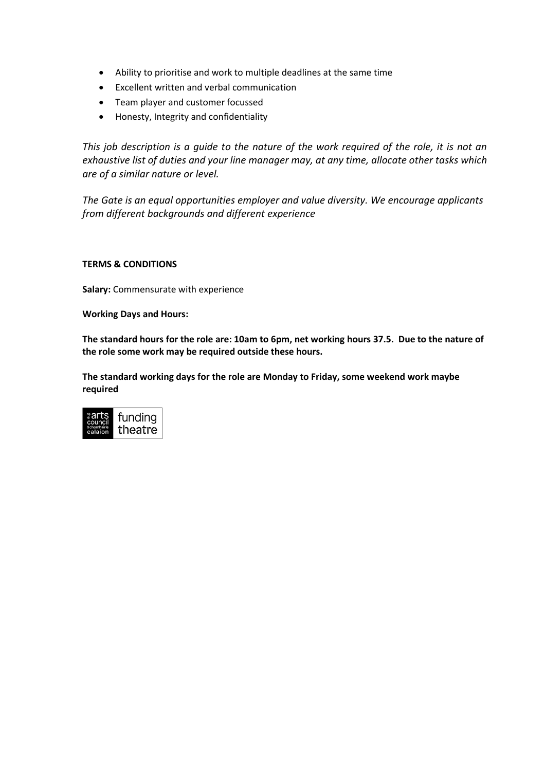- Ability to prioritise and work to multiple deadlines at the same time
- Excellent written and verbal communication
- Team player and customer focussed
- Honesty, Integrity and confidentiality

*This job description is a guide to the nature of the work required of the role, it is not an exhaustive list of duties and your line manager may, at any time, allocate other tasks which are of a similar nature or level.*

*The Gate is an equal opportunities employer and value diversity. We encourage applicants from different backgrounds and different experience*

**TERMS & CONDITIONS**

**Salary:** Commensurate with experience

**Working Days and Hours:**

**The standard hours for the role are: 10am to 6pm, net working hours 37.5. Due to the nature of the role some work may be required outside these hours.**

**The standard working days for the role are Monday to Friday, some weekend work maybe required**

the arts council
an chomhairle ealaíon
funding theatre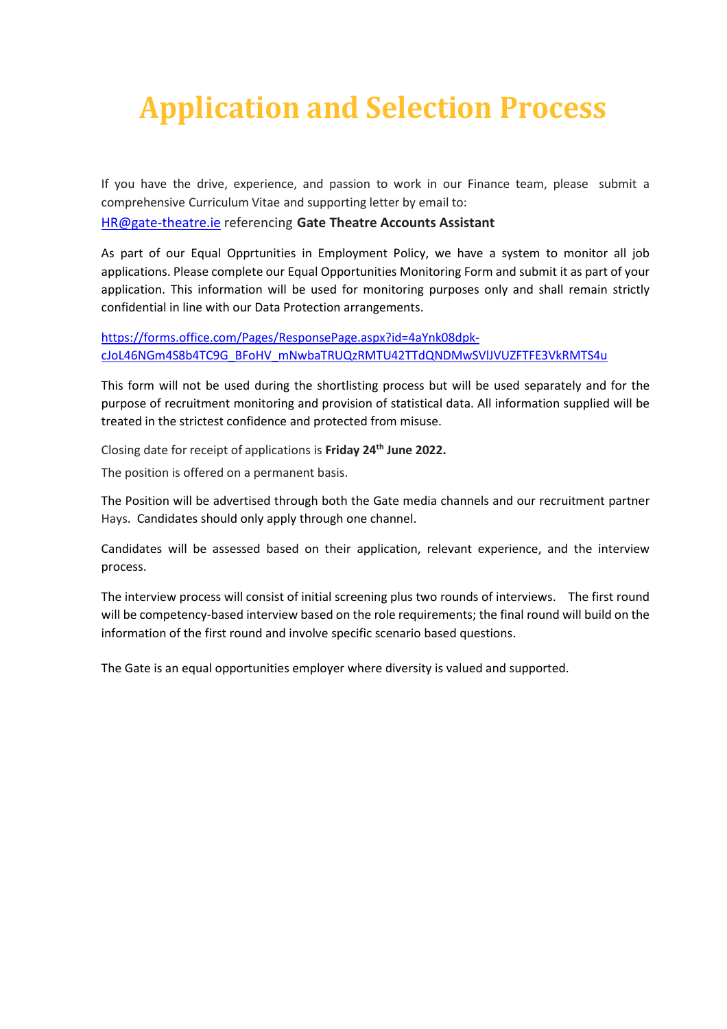# Application and Selection Process

If you have the drive, experience, and passion to work in our Finance team, please submit a comprehensive Curriculum Vitae and supporting letter by email to:

HR@gate-theatre.ie referencing **Gate Theatre Accounts Assistant**

As part of our Equal Opprtunities in Employment Policy, we have a system to monitor all job applications. Please complete our Equal Opportunities Monitoring Form and submit it as part of your application. This information will be used for monitoring purposes only and shall remain strictly confidential in line with our Data Protection arrangements.

https://forms.office.com/Pages/ResponsePage.aspx?id=4aYnk08dpk-cJoL46NGm4S8b4TC9G_BFoHV_mNwbaTRUQzRMTU42TTdQNDMwSVlJVUZFTFE3VkRMTS4u

This form will not be used during the shortlisting process but will be used separately and for the purpose of recruitment monitoring and provision of statistical data. All information supplied will be treated in the strictest confidence and protected from misuse.

Closing date for receipt of applications is **Friday 24th June 2022.**

The position is offered on a permanent basis.

The Position will be advertised through both the Gate media channels and our recruitment partner Hays. Candidates should only apply through one channel.

Candidates will be assessed based on their application, relevant experience, and the interview process.

The interview process will consist of initial screening plus two rounds of interviews. The first round will be competency-based interview based on the role requirements; the final round will build on the information of the first round and involve specific scenario based questions.

The Gate is an equal opportunities employer where diversity is valued and supported.